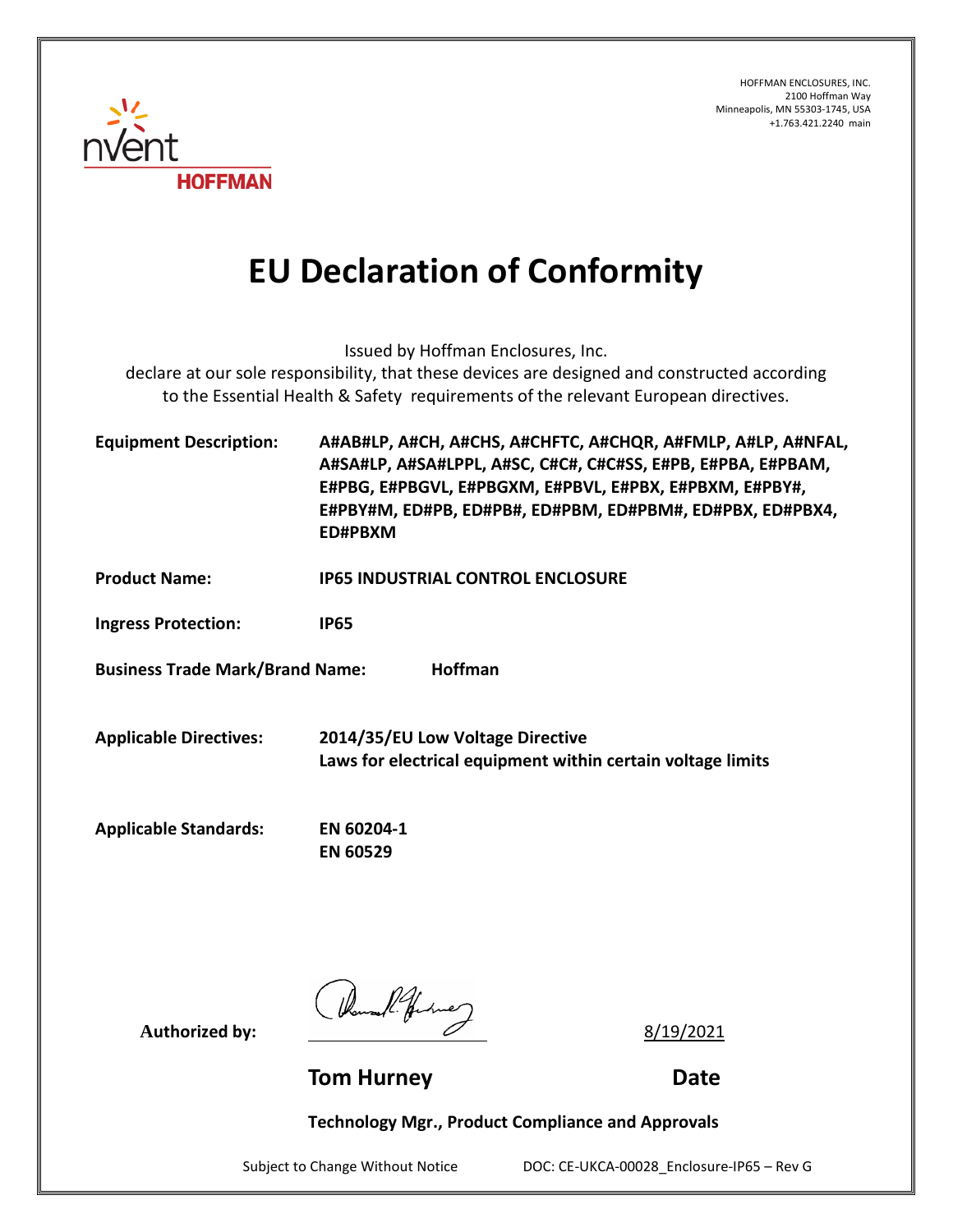HOFFMAN ENCLOSURES, INC.
2100 Hoffman Way
Minneapolis, MN 55303-1745, USA
+1.763.421.2240 main

# EU Declaration of Conformity

Issued by Hoffman Enclosures, Inc.
declare at our sole responsibility, that these devices are designed and constructed according to the Essential Health & Safety requirements of the relevant European directives.

**Equipment Description:** **A#AB#LP, A#CH, A#CHS, A#CHFTC, A#CHQR, A#FMLP, A#LP, A#NFAL, A#SA#LP, A#SA#LPPL, A#SC, C#C#, C#C#SS, E#PB, E#PBA, E#PBAM, E#PBG, E#PBGVL, E#PBGXM, E#PBVL, E#PBX, E#PBXM, E#PBY#, E#PBY#M, ED#PB, ED#PB#, ED#PBM, ED#PBM#, ED#PBX, ED#PBX4, ED#PBXM**

**Product Name:** **IP65 INDUSTRIAL CONTROL ENCLOSURE**

**Ingress Protection:** **IP65**

**Business Trade Mark/Brand Name:** **Hoffman**

**Applicable Directives:** **2014/35/EU Low Voltage Directive**
**Laws for electrical equipment within certain voltage limits**

**Applicable Standards:** **EN 60204-1**
**EN 60529**

**Authorized by:** 8/19/2021

**Tom Hurney** **Date**

**Technology Mgr., Product Compliance and Approvals**

Subject to Change Without Notice DOC: CE-UKCA-00028_Enclosure-IP65 – Rev G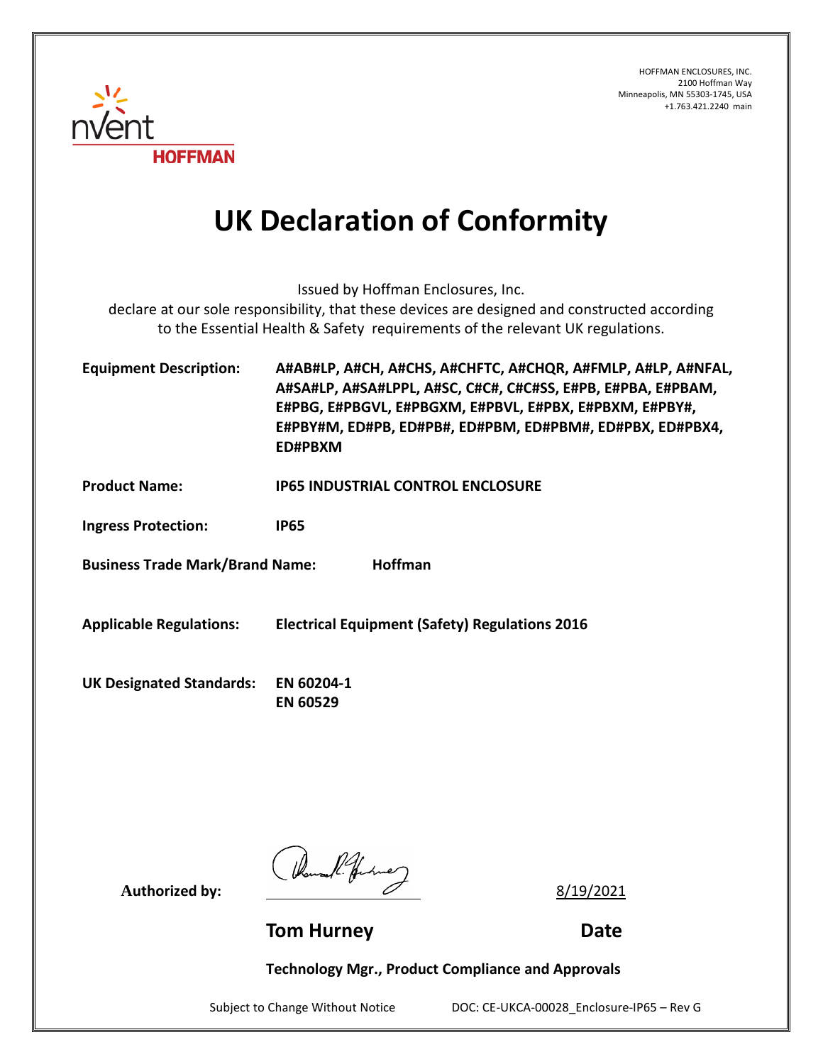HOFFMAN ENCLOSURES, INC.
2100 Hoffman Way
Minneapolis, MN 55303-1745, USA
+1.763.421.2240 main

# UK Declaration of Conformity

Issued by Hoffman Enclosures, Inc.
declare at our sole responsibility, that these devices are designed and constructed according to the Essential Health & Safety requirements of the relevant UK regulations.

**Equipment Description:** **A#AB#LP, A#CH, A#CHS, A#CHFTC, A#CHQR, A#FMLP, A#LP, A#NFAL, A#SA#LP, A#SA#LPPL, A#SC, C#C#, C#C#SS, E#PB, E#PBA, E#PBAM, E#PBG, E#PBGVL, E#PBGXM, E#PBVL, E#PBX, E#PBXM, E#PBY#, E#PBY#M, ED#PB, ED#PB#, ED#PBM, ED#PBM#, ED#PBX, ED#PBX4, ED#PBXM**

**Product Name:** **IP65 INDUSTRIAL CONTROL ENCLOSURE**

**Ingress Protection:** **IP65**

**Business Trade Mark/Brand Name:** **Hoffman**

**Applicable Regulations:** **Electrical Equipment (Safety) Regulations 2016**

**UK Designated Standards:** **EN 60204-1**
**EN 60529**

**Authorized by:** 8/19/2021

**Tom Hurney** **Date**

**Technology Mgr., Product Compliance and Approvals**

Subject to Change Without Notice DOC: CE-UKCA-00028_Enclosure-IP65 – Rev G